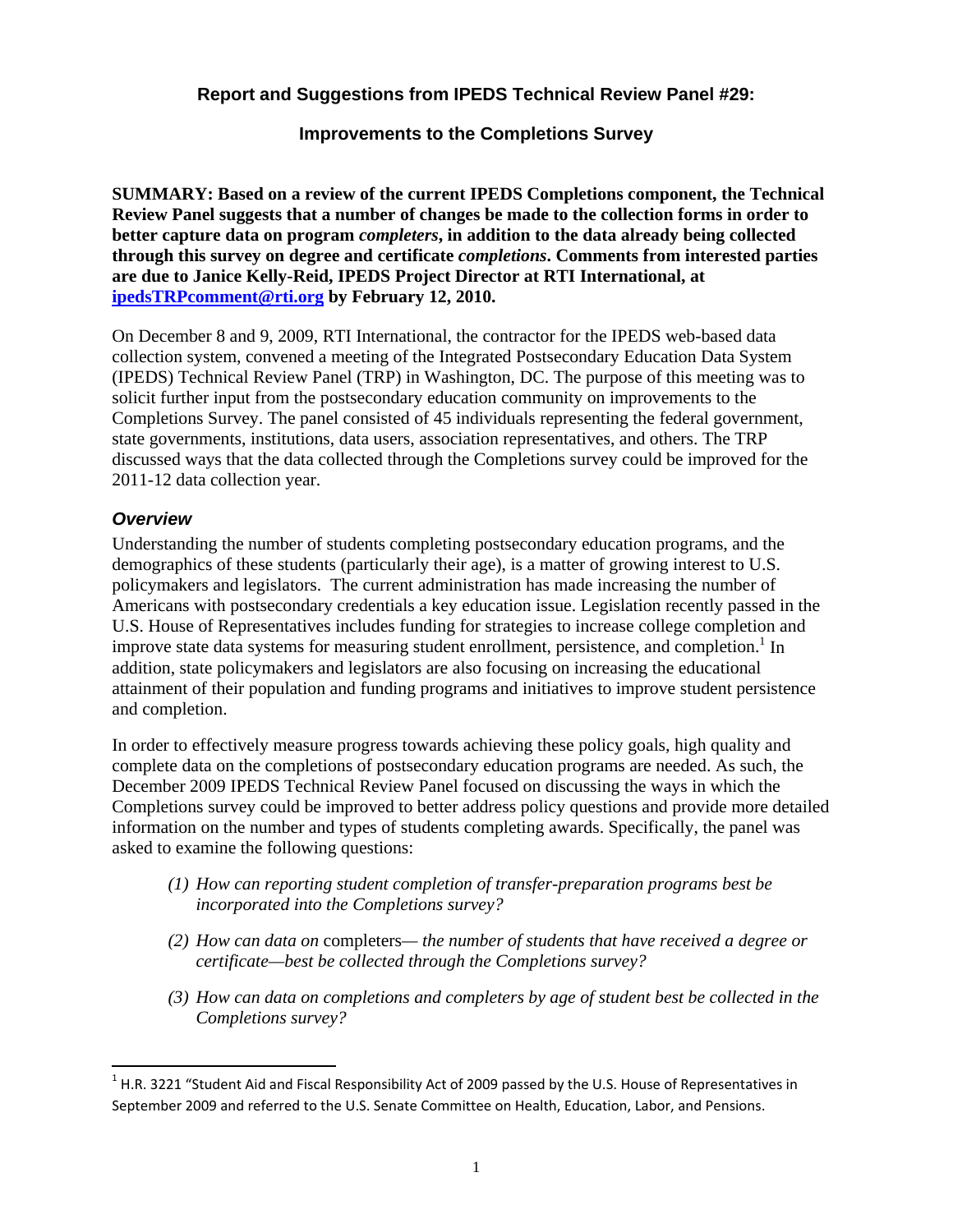# Report and Suggestions from IPEDS Technical Review Panel #29:

## Improvements to the Completions Survey

**SUMMARY: Based on a review of the current IPEDS Completions component, the Technical Review Panel suggests that a number of changes be made to the collection forms in order to better capture data on program *completers*, in addition to the data already being collected through this survey on degree and certificate *completions*. Comments from interested parties are due to Janice Kelly-Reid, IPEDS Project Director at RTI International, at [ipedsTRPcomment@rti.org](mailto:ipedsTRPcomment@rti.org) by February 12, 2010.**

On December 8 and 9, 2009, RTI International, the contractor for the IPEDS web-based data collection system, convened a meeting of the Integrated Postsecondary Education Data System (IPEDS) Technical Review Panel (TRP) in Washington, DC. The purpose of this meeting was to solicit further input from the postsecondary education community on improvements to the Completions Survey. The panel consisted of 45 individuals representing the federal government, state governments, institutions, data users, association representatives, and others. The TRP discussed ways that the data collected through the Completions survey could be improved for the 2011-12 data collection year.

### *Overview*

Understanding the number of students completing postsecondary education programs, and the demographics of these students (particularly their age), is a matter of growing interest to U.S. policymakers and legislators. The current administration has made increasing the number of Americans with postsecondary credentials a key education issue. Legislation recently passed in the U.S. House of Representatives includes funding for strategies to increase college completion and improve state data systems for measuring student enrollment, persistence, and completion.[1] In addition, state policymakers and legislators are also focusing on increasing the educational attainment of their population and funding programs and initiatives to improve student persistence and completion.

In order to effectively measure progress towards achieving these policy goals, high quality and complete data on the completions of postsecondary education programs are needed. As such, the December 2009 IPEDS Technical Review Panel focused on discussing the ways in which the Completions survey could be improved to better address policy questions and provide more detailed information on the number and types of students completing awards. Specifically, the panel was asked to examine the following questions:

(1) *How can reporting student completion of transfer-preparation programs best be incorporated into the Completions survey?*

(2) *How can data on* completers— *the number of students that have received a degree or certificate—best be collected through the Completions survey?*

(3) *How can data on completions and completers by age of student best be collected in the Completions survey?*

---

[1] H.R. 3221 "Student Aid and Fiscal Responsibility Act of 2009 passed by the U.S. House of Representatives in September 2009 and referred to the U.S. Senate Committee on Health, Education, Labor, and Pensions.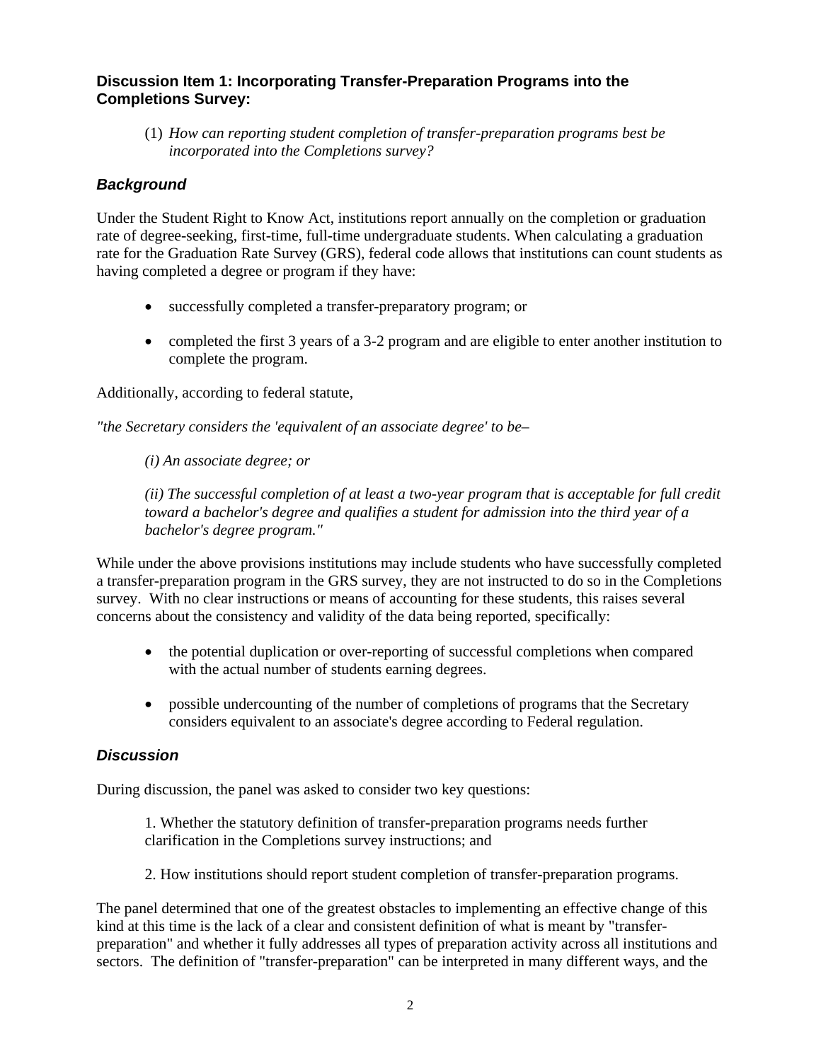### Discussion Item 1: Incorporating Transfer-Preparation Programs into the Completions Survey:

(1) *How can reporting student completion of transfer-preparation programs best be incorporated into the Completions survey?*

### *Background*

Under the Student Right to Know Act, institutions report annually on the completion or graduation rate of degree-seeking, first-time, full-time undergraduate students. When calculating a graduation rate for the Graduation Rate Survey (GRS), federal code allows that institutions can count students as having completed a degree or program if they have:

- successfully completed a transfer-preparatory program; or
- completed the first 3 years of a 3-2 program and are eligible to enter another institution to complete the program.

Additionally, according to federal statute,

*"the Secretary considers the 'equivalent of an associate degree' to be–*

> *(i) An associate degree; or*
>
> *(ii) The successful completion of at least a two-year program that is acceptable for full credit toward a bachelor's degree and qualifies a student for admission into the third year of a bachelor's degree program."*

While under the above provisions institutions may include students who have successfully completed a transfer-preparation program in the GRS survey, they are not instructed to do so in the Completions survey. With no clear instructions or means of accounting for these students, this raises several concerns about the consistency and validity of the data being reported, specifically:

- the potential duplication or over-reporting of successful completions when compared with the actual number of students earning degrees.
- possible undercounting of the number of completions of programs that the Secretary considers equivalent to an associate's degree according to Federal regulation.

### *Discussion*

During discussion, the panel was asked to consider two key questions:

1. Whether the statutory definition of transfer-preparation programs needs further clarification in the Completions survey instructions; and

2. How institutions should report student completion of transfer-preparation programs.

The panel determined that one of the greatest obstacles to implementing an effective change of this kind at this time is the lack of a clear and consistent definition of what is meant by "transfer-preparation" and whether it fully addresses all types of preparation activity across all institutions and sectors. The definition of "transfer-preparation" can be interpreted in many different ways, and the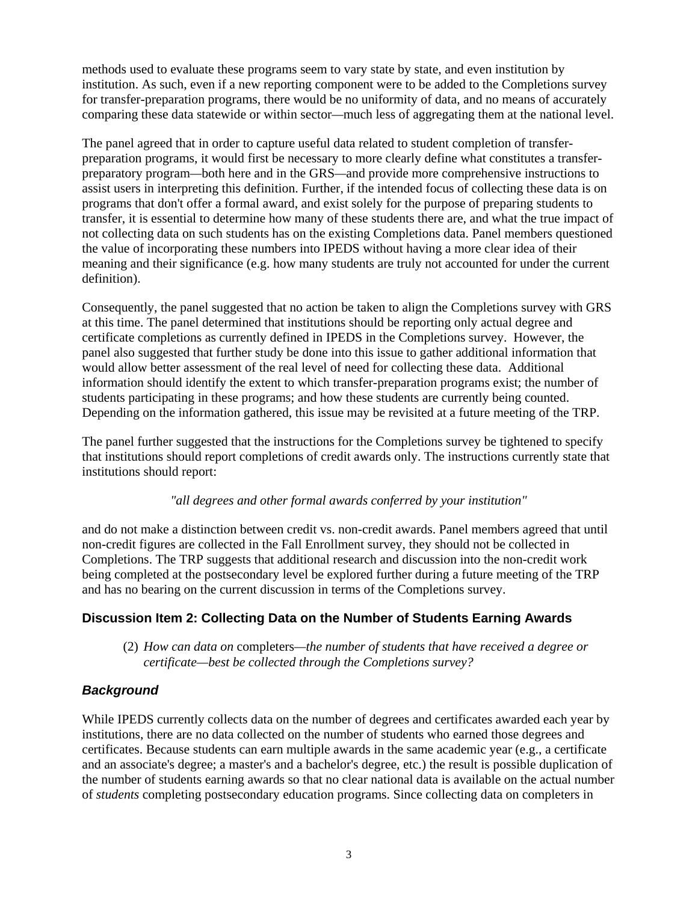methods used to evaluate these programs seem to vary state by state, and even institution by institution. As such, even if a new reporting component were to be added to the Completions survey for transfer-preparation programs, there would be no uniformity of data, and no means of accurately comparing these data statewide or within sector—much less of aggregating them at the national level.

The panel agreed that in order to capture useful data related to student completion of transfer-preparation programs, it would first be necessary to more clearly define what constitutes a transfer-preparatory program—both here and in the GRS—and provide more comprehensive instructions to assist users in interpreting this definition. Further, if the intended focus of collecting these data is on programs that don't offer a formal award, and exist solely for the purpose of preparing students to transfer, it is essential to determine how many of these students there are, and what the true impact of not collecting data on such students has on the existing Completions data. Panel members questioned the value of incorporating these numbers into IPEDS without having a more clear idea of their meaning and their significance (e.g. how many students are truly not accounted for under the current definition).

Consequently, the panel suggested that no action be taken to align the Completions survey with GRS at this time. The panel determined that institutions should be reporting only actual degree and certificate completions as currently defined in IPEDS in the Completions survey. However, the panel also suggested that further study be done into this issue to gather additional information that would allow better assessment of the real level of need for collecting these data. Additional information should identify the extent to which transfer-preparation programs exist; the number of students participating in these programs; and how these students are currently being counted. Depending on the information gathered, this issue may be revisited at a future meeting of the TRP.

The panel further suggested that the instructions for the Completions survey be tightened to specify that institutions should report completions of credit awards only. The instructions currently state that institutions should report:

*"all degrees and other formal awards conferred by your institution"*

and do not make a distinction between credit vs. non-credit awards. Panel members agreed that until non-credit figures are collected in the Fall Enrollment survey, they should not be collected in Completions. The TRP suggests that additional research and discussion into the non-credit work being completed at the postsecondary level be explored further during a future meeting of the TRP and has no bearing on the current discussion in terms of the Completions survey.

## Discussion Item 2: Collecting Data on the Number of Students Earning Awards

(2) *How can data on* completers*—the number of students that have received a degree or certificate—best be collected through the Completions survey?*

### *Background*

While IPEDS currently collects data on the number of degrees and certificates awarded each year by institutions, there are no data collected on the number of students who earned those degrees and certificates. Because students can earn multiple awards in the same academic year (e.g., a certificate and an associate's degree; a master's and a bachelor's degree, etc.) the result is possible duplication of the number of students earning awards so that no clear national data is available on the actual number of *students* completing postsecondary education programs. Since collecting data on completers in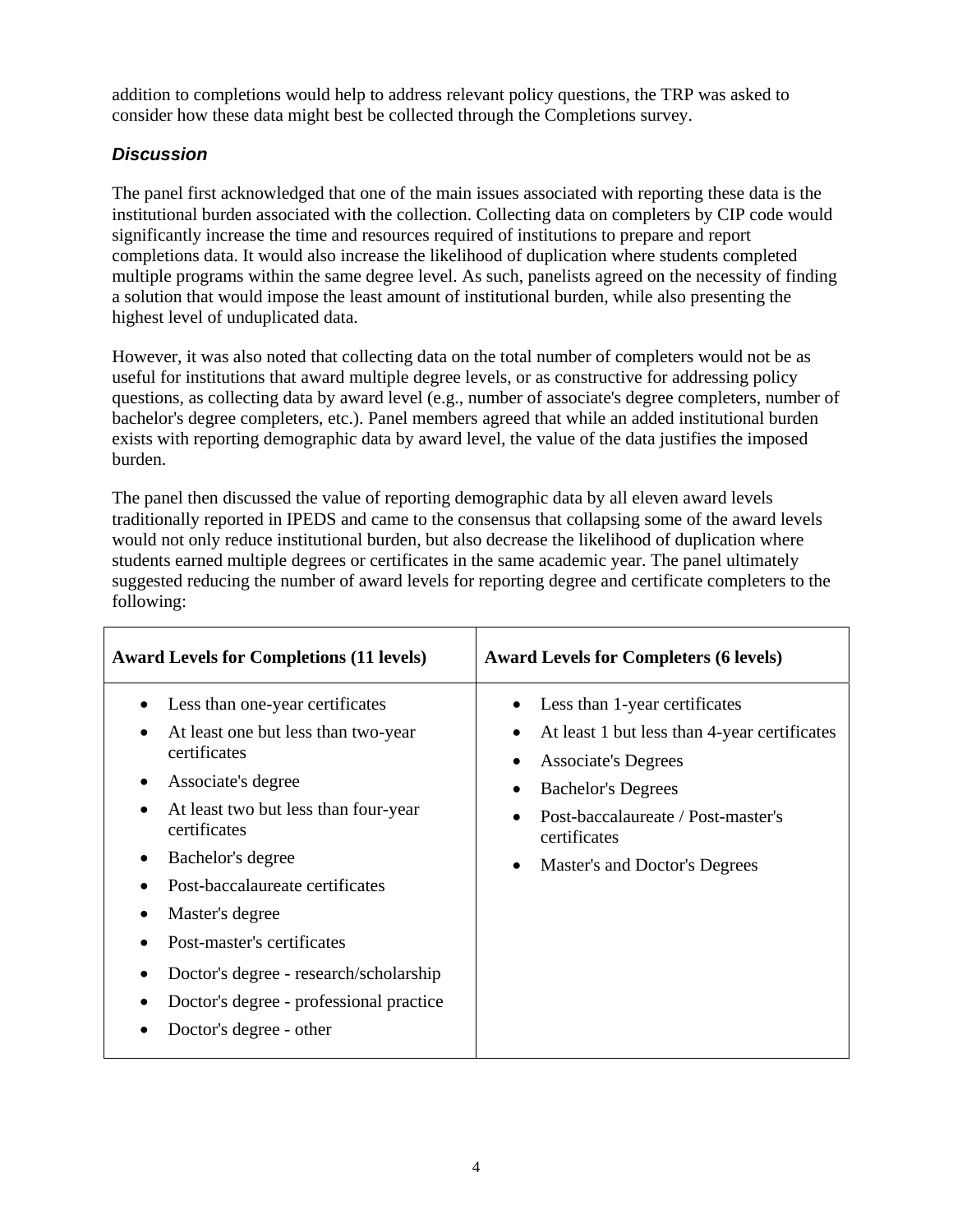addition to completions would help to address relevant policy questions, the TRP was asked to consider how these data might best be collected through the Completions survey.

### *Discussion*

The panel first acknowledged that one of the main issues associated with reporting these data is the institutional burden associated with the collection. Collecting data on completers by CIP code would significantly increase the time and resources required of institutions to prepare and report completions data. It would also increase the likelihood of duplication where students completed multiple programs within the same degree level. As such, panelists agreed on the necessity of finding a solution that would impose the least amount of institutional burden, while also presenting the highest level of unduplicated data.

However, it was also noted that collecting data on the total number of completers would not be as useful for institutions that award multiple degree levels, or as constructive for addressing policy questions, as collecting data by award level (e.g., number of associate's degree completers, number of bachelor's degree completers, etc.). Panel members agreed that while an added institutional burden exists with reporting demographic data by award level, the value of the data justifies the imposed burden.

The panel then discussed the value of reporting demographic data by all eleven award levels traditionally reported in IPEDS and came to the consensus that collapsing some of the award levels would not only reduce institutional burden, but also decrease the likelihood of duplication where students earned multiple degrees or certificates in the same academic year. The panel ultimately suggested reducing the number of award levels for reporting degree and certificate completers to the following:

| **Award Levels for Completions (11 levels)** | **Award Levels for Completers (6 levels)** |
|---|---|
| • Less than one-year certificates<br>• At least one but less than two-year certificates<br>• Associate's degree<br>• At least two but less than four-year certificates<br>• Bachelor's degree<br>• Post-baccalaureate certificates<br>• Master's degree<br>• Post-master's certificates<br>• Doctor's degree - research/scholarship<br>• Doctor's degree - professional practice<br>• Doctor's degree - other | • Less than 1-year certificates<br>• At least 1 but less than 4-year certificates<br>• Associate's Degrees<br>• Bachelor's Degrees<br>• Post-baccalaureate / Post-master's certificates<br>• Master's and Doctor's Degrees |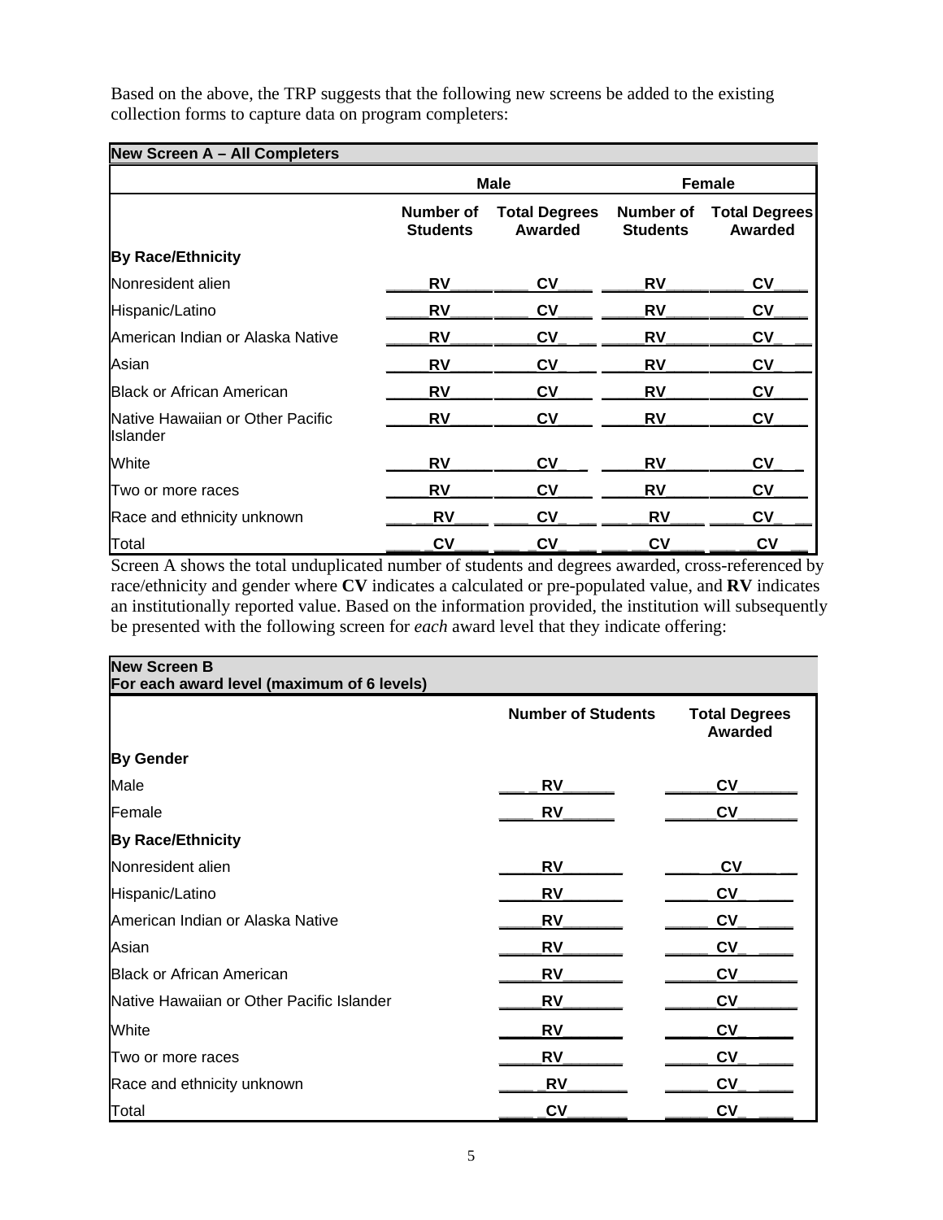Based on the above, the TRP suggests that the following new screens be added to the existing collection forms to capture data on program completers:

| New Screen A – All Completers | | | | |
|---|---|---|---|---|
| | Male | | Female | |
| | Number of Students | Total Degrees Awarded | Number of Students | Total Degrees Awarded |
| **By Race/Ethnicity** | | | | |
| Nonresident alien | RV | CV | RV | CV |
| Hispanic/Latino | RV | CV | RV | CV |
| American Indian or Alaska Native | RV | CV | RV | CV |
| Asian | RV | CV | RV | CV |
| Black or African American | RV | CV | RV | CV |
| Native Hawaiian or Other Pacific Islander | RV | CV | RV | CV |
| White | RV | CV | RV | CV |
| Two or more races | RV | CV | RV | CV |
| Race and ethnicity unknown | RV | CV | RV | CV |
| Total | CV | CV | CV | CV |

Screen A shows the total unduplicated number of students and degrees awarded, cross-referenced by race/ethnicity and gender where **CV** indicates a calculated or pre-populated value, and **RV** indicates an institutionally reported value. Based on the information provided, the institution will subsequently be presented with the following screen for *each* award level that they indicate offering:

| New Screen B<br>For each award level (maximum of 6 levels) | | |
|---|---|---|
| | Number of Students | Total Degrees Awarded |
| **By Gender** | | |
| Male | RV | CV |
| Female | RV | CV |
| **By Race/Ethnicity** | | |
| Nonresident alien | RV | CV |
| Hispanic/Latino | RV | CV |
| American Indian or Alaska Native | RV | CV |
| Asian | RV | CV |
| Black or African American | RV | CV |
| Native Hawaiian or Other Pacific Islander | RV | CV |
| White | RV | CV |
| Two or more races | RV | CV |
| Race and ethnicity unknown | RV | CV |
| Total | CV | CV |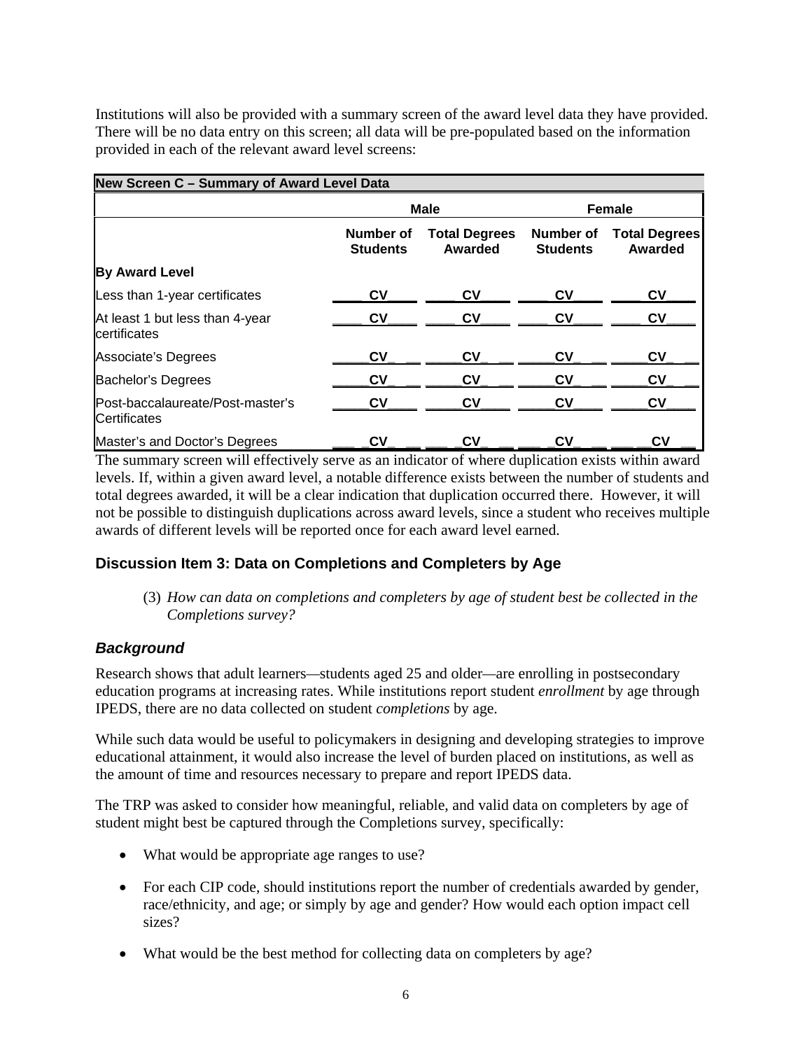Institutions will also be provided with a summary screen of the award level data they have provided. There will be no data entry on this screen; all data will be pre-populated based on the information provided in each of the relevant award level screens:

| **New Screen C – Summary of Award Level Data** | | | | |
|---|---|---|---|---|
| | **Male** | | **Female** | |
| | **Number of Students** | **Total Degrees Awarded** | **Number of Students** | **Total Degrees Awarded** |
| **By Award Level** | | | | |
| Less than 1-year certificates | CV | CV | CV | CV |
| At least 1 but less than 4-year certificates | CV | CV | CV | CV |
| Associate's Degrees | CV | CV | CV | CV |
| Bachelor's Degrees | CV | CV | CV | CV |
| Post-baccalaureate/Post-master's Certificates | CV | CV | CV | CV |
| Master's and Doctor's Degrees | CV | CV | CV | CV |

The summary screen will effectively serve as an indicator of where duplication exists within award levels. If, within a given award level, a notable difference exists between the number of students and total degrees awarded, it will be a clear indication that duplication occurred there. However, it will not be possible to distinguish duplications across award levels, since a student who receives multiple awards of different levels will be reported once for each award level earned.

## Discussion Item 3: Data on Completions and Completers by Age

(3) *How can data on completions and completers by age of student best be collected in the Completions survey?*

### *Background*

Research shows that adult learners—students aged 25 and older—are enrolling in postsecondary education programs at increasing rates. While institutions report student *enrollment* by age through IPEDS, there are no data collected on student *completions* by age.

While such data would be useful to policymakers in designing and developing strategies to improve educational attainment, it would also increase the level of burden placed on institutions, as well as the amount of time and resources necessary to prepare and report IPEDS data.

The TRP was asked to consider how meaningful, reliable, and valid data on completers by age of student might best be captured through the Completions survey, specifically:

- What would be appropriate age ranges to use?
- For each CIP code, should institutions report the number of credentials awarded by gender, race/ethnicity, and age; or simply by age and gender? How would each option impact cell sizes?
- What would be the best method for collecting data on completers by age?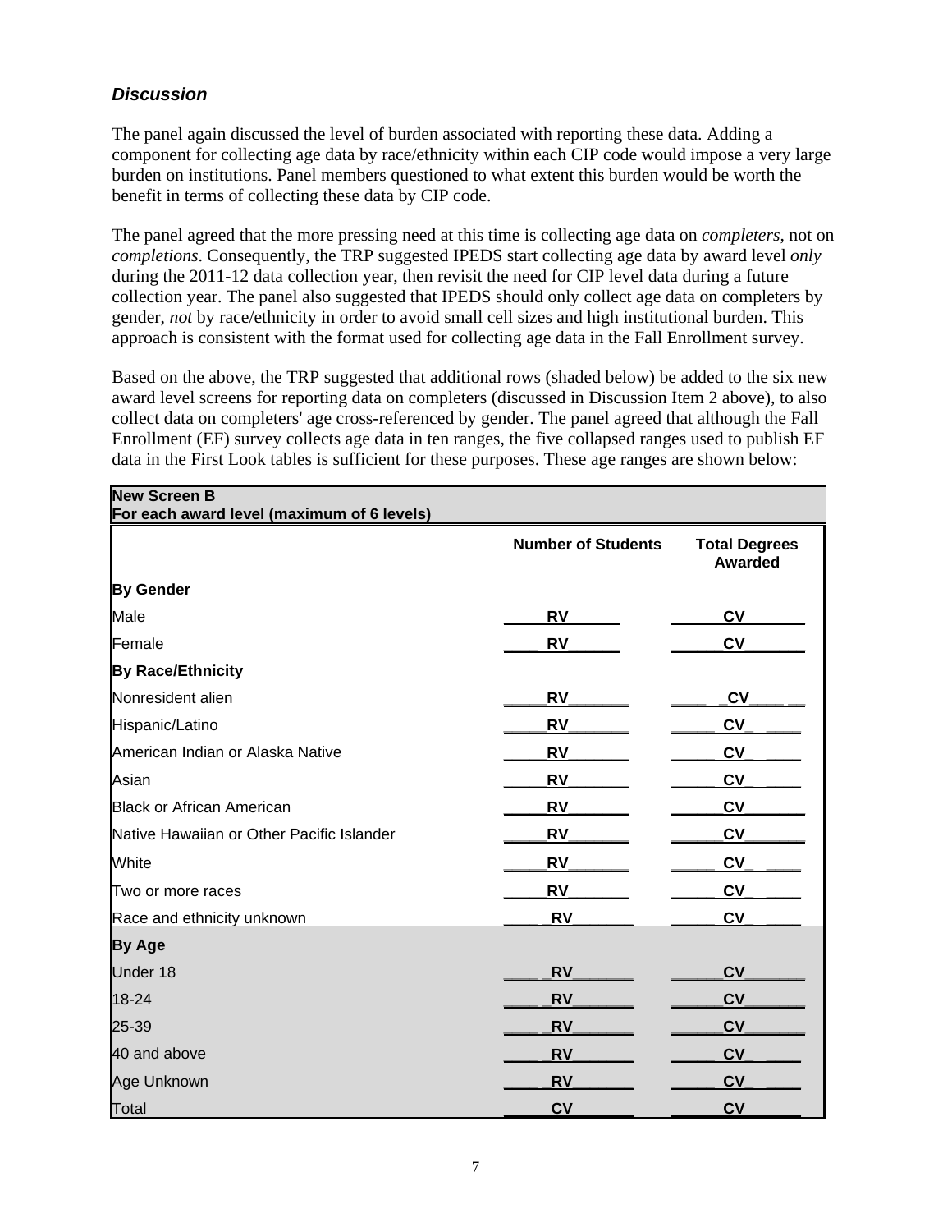### *Discussion*

The panel again discussed the level of burden associated with reporting these data. Adding a component for collecting age data by race/ethnicity within each CIP code would impose a very large burden on institutions. Panel members questioned to what extent this burden would be worth the benefit in terms of collecting these data by CIP code.

The panel agreed that the more pressing need at this time is collecting age data on *completers*, not on *completions*. Consequently, the TRP suggested IPEDS start collecting age data by award level *only* during the 2011-12 data collection year, then revisit the need for CIP level data during a future collection year. The panel also suggested that IPEDS should only collect age data on completers by gender, *not* by race/ethnicity in order to avoid small cell sizes and high institutional burden. This approach is consistent with the format used for collecting age data in the Fall Enrollment survey.

Based on the above, the TRP suggested that additional rows (shaded below) be added to the six new award level screens for reporting data on completers (discussed in Discussion Item 2 above), to also collect data on completers' age cross-referenced by gender. The panel agreed that although the Fall Enrollment (EF) survey collects age data in ten ranges, the five collapsed ranges used to publish EF data in the First Look tables is sufficient for these purposes. These age ranges are shown below:

| **New Screen B**<br>**For each award level (maximum of 6 levels)** | | |
|---|---|---|
| | **Number of Students** | **Total Degrees Awarded** |
| **By Gender** | | |
| Male | RV | CV |
| Female | RV | CV |
| **By Race/Ethnicity** | | |
| Nonresident alien | RV | CV |
| Hispanic/Latino | RV | CV |
| American Indian or Alaska Native | RV | CV |
| Asian | RV | CV |
| Black or African American | RV | CV |
| Native Hawaiian or Other Pacific Islander | RV | CV |
| White | RV | CV |
| Two or more races | RV | CV |
| Race and ethnicity unknown | RV | CV |
| **By Age** | | |
| Under 18 | RV | CV |
| 18-24 | RV | CV |
| 25-39 | RV | CV |
| 40 and above | RV | CV |
| Age Unknown | RV | CV |
| Total | CV | CV |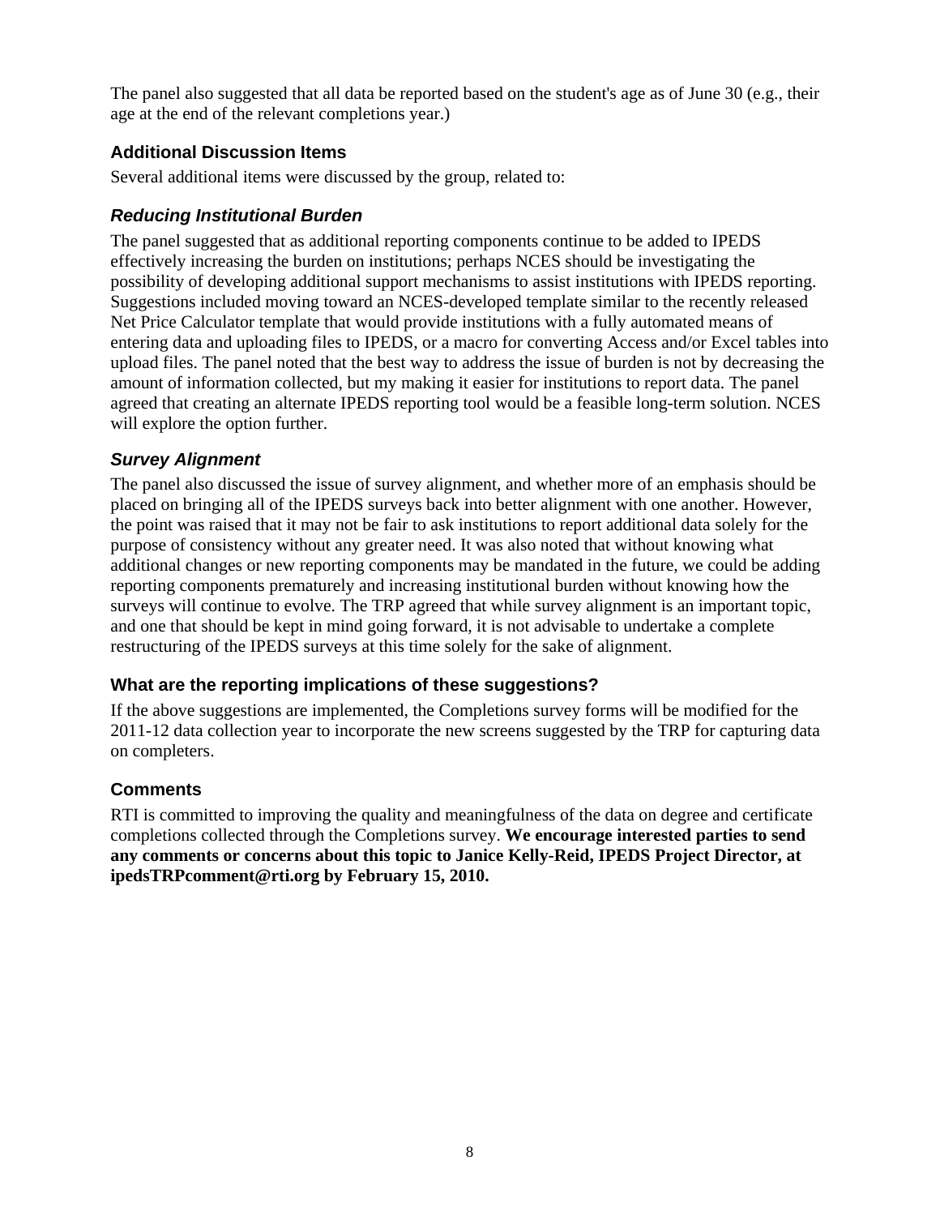The panel also suggested that all data be reported based on the student's age as of June 30 (e.g., their age at the end of the relevant completions year.)

## Additional Discussion Items

Several additional items were discussed by the group, related to:

### *Reducing Institutional Burden*

The panel suggested that as additional reporting components continue to be added to IPEDS effectively increasing the burden on institutions; perhaps NCES should be investigating the possibility of developing additional support mechanisms to assist institutions with IPEDS reporting. Suggestions included moving toward an NCES-developed template similar to the recently released Net Price Calculator template that would provide institutions with a fully automated means of entering data and uploading files to IPEDS, or a macro for converting Access and/or Excel tables into upload files. The panel noted that the best way to address the issue of burden is not by decreasing the amount of information collected, but my making it easier for institutions to report data. The panel agreed that creating an alternate IPEDS reporting tool would be a feasible long-term solution. NCES will explore the option further.

### *Survey Alignment*

The panel also discussed the issue of survey alignment, and whether more of an emphasis should be placed on bringing all of the IPEDS surveys back into better alignment with one another. However, the point was raised that it may not be fair to ask institutions to report additional data solely for the purpose of consistency without any greater need. It was also noted that without knowing what additional changes or new reporting components may be mandated in the future, we could be adding reporting components prematurely and increasing institutional burden without knowing how the surveys will continue to evolve. The TRP agreed that while survey alignment is an important topic, and one that should be kept in mind going forward, it is not advisable to undertake a complete restructuring of the IPEDS surveys at this time solely for the sake of alignment.

## What are the reporting implications of these suggestions?

If the above suggestions are implemented, the Completions survey forms will be modified for the 2011-12 data collection year to incorporate the new screens suggested by the TRP for capturing data on completers.

## Comments

RTI is committed to improving the quality and meaningfulness of the data on degree and certificate completions collected through the Completions survey. **We encourage interested parties to send any comments or concerns about this topic to Janice Kelly-Reid, IPEDS Project Director, at ipedsTRPcomment@rti.org by February 15, 2010.**